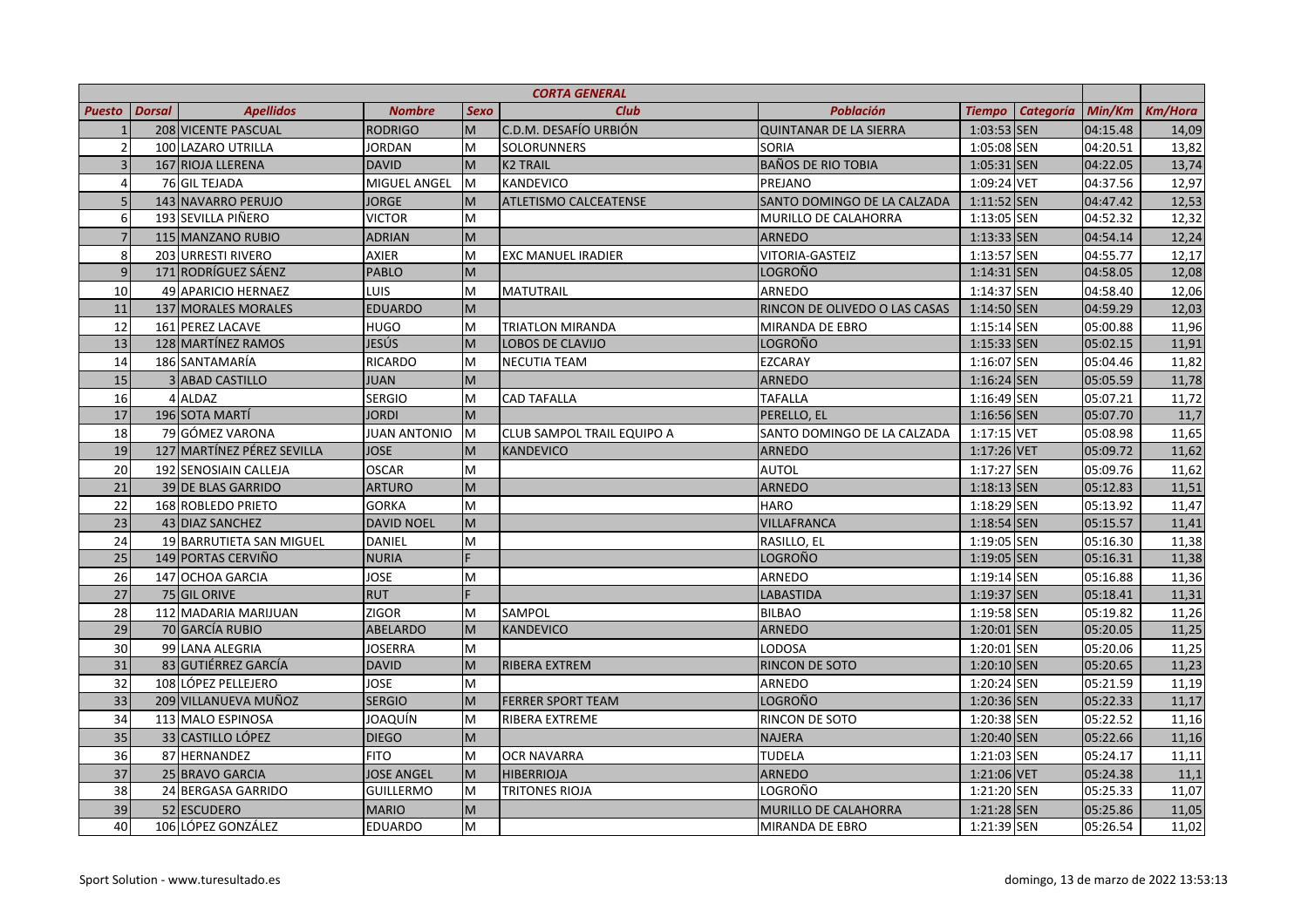| CORTA GENERAL | | | | | | | | | | | |
|---|---|---|---|---|---|---|---|---|---|---|---|
| **Puesto** | **Dorsal** | **Apellidos** | **Nombre** | **Sexo** | **Club** | **Población** | **Tiempo** | **Categoría** | **Min/Km** | **Km/Hora** |
| 1 | 208 | VICENTE PASCUAL | RODRIGO | M | C.D.M. DESAFÍO URBIÓN | QUINTANAR DE LA SIERRA | 1:03:53 | SEN | 04:15.48 | 14,09 |
| 2 | 100 | LAZARO UTRILLA | JORDAN | M | SOLORUNNERS | SORIA | 1:05:08 | SEN | 04:20.51 | 13,82 |
| 3 | 167 | RIOJA LLERENA | DAVID | M | K2 TRAIL | BAÑOS DE RIO TOBIA | 1:05:31 | SEN | 04:22.05 | 13,74 |
| 4 | 76 | GIL TEJADA | MIGUEL ANGEL | M | KANDEVICO | PREJANO | 1:09:24 | VET | 04:37.56 | 12,97 |
| 5 | 143 | NAVARRO PERUJO | JORGE | M | ATLETISMO CALCEATENSE | SANTO DOMINGO DE LA CALZADA | 1:11:52 | SEN | 04:47.42 | 12,53 |
| 6 | 193 | SEVILLA PIÑERO | VICTOR | M | | MURILLO DE CALAHORRA | 1:13:05 | SEN | 04:52.32 | 12,32 |
| 7 | 115 | MANZANO RUBIO | ADRIAN | M | | ARNEDO | 1:13:33 | SEN | 04:54.14 | 12,24 |
| 8 | 203 | URRESTI RIVERO | AXIER | M | EXC MANUEL IRADIER | VITORIA-GASTEIZ | 1:13:57 | SEN | 04:55.77 | 12,17 |
| 9 | 171 | RODRÍGUEZ SÁENZ | PABLO | M | | LOGROÑO | 1:14:31 | SEN | 04:58.05 | 12,08 |
| 10 | 49 | APARICIO HERNAEZ | LUIS | M | MATUTRAIL | ARNEDO | 1:14:37 | SEN | 04:58.40 | 12,06 |
| 11 | 137 | MORALES MORALES | EDUARDO | M | | RINCON DE OLIVEDO O LAS CASAS | 1:14:50 | SEN | 04:59.29 | 12,03 |
| 12 | 161 | PEREZ LACAVE | HUGO | M | TRIATLON MIRANDA | MIRANDA DE EBRO | 1:15:14 | SEN | 05:00.88 | 11,96 |
| 13 | 128 | MARTÍNEZ RAMOS | JESÚS | M | LOBOS DE CLAVIJO | LOGROÑO | 1:15:33 | SEN | 05:02.15 | 11,91 |
| 14 | 186 | SANTAMARÍA | RICARDO | M | NECUTIA TEAM | EZCARAY | 1:16:07 | SEN | 05:04.46 | 11,82 |
| 15 | 3 | ABAD CASTILLO | JUAN | M | | ARNEDO | 1:16:24 | SEN | 05:05.59 | 11,78 |
| 16 | 4 | ALDAZ | SERGIO | M | CAD TAFALLA | TAFALLA | 1:16:49 | SEN | 05:07.21 | 11,72 |
| 17 | 196 | SOTA MARTÍ | JORDI | M | | PERELLO, EL | 1:16:56 | SEN | 05:07.70 | 11,7 |
| 18 | 79 | GÓMEZ VARONA | JUAN ANTONIO | M | CLUB SAMPOL TRAIL EQUIPO A | SANTO DOMINGO DE LA CALZADA | 1:17:15 | VET | 05:08.98 | 11,65 |
| 19 | 127 | MARTÍNEZ PÉREZ SEVILLA | JOSE | M | KANDEVICO | ARNEDO | 1:17:26 | VET | 05:09.72 | 11,62 |
| 20 | 192 | SENOSIAIN CALLEJA | OSCAR | M | | AUTOL | 1:17:27 | SEN | 05:09.76 | 11,62 |
| 21 | 39 | DE BLAS GARRIDO | ARTURO | M | | ARNEDO | 1:18:13 | SEN | 05:12.83 | 11,51 |
| 22 | 168 | ROBLEDO PRIETO | GORKA | M | | HARO | 1:18:29 | SEN | 05:13.92 | 11,47 |
| 23 | 43 | DIAZ SANCHEZ | DAVID NOEL | M | | VILLAFRANCA | 1:18:54 | SEN | 05:15.57 | 11,41 |
| 24 | 19 | BARRUTIETA SAN MIGUEL | DANIEL | M | | RASILLO, EL | 1:19:05 | SEN | 05:16.30 | 11,38 |
| 25 | 149 | PORTAS CERVIÑO | NURIA | F | | LOGROÑO | 1:19:05 | SEN | 05:16.31 | 11,38 |
| 26 | 147 | OCHOA GARCIA | JOSE | M | | ARNEDO | 1:19:14 | SEN | 05:16.88 | 11,36 |
| 27 | 75 | GIL ORIVE | RUT | F | | LABASTIDA | 1:19:37 | SEN | 05:18.41 | 11,31 |
| 28 | 112 | MADARIA MARIJUAN | ZIGOR | M | SAMPOL | BILBAO | 1:19:58 | SEN | 05:19.82 | 11,26 |
| 29 | 70 | GARCÍA RUBIO | ABELARDO | M | KANDEVICO | ARNEDO | 1:20:01 | SEN | 05:20.05 | 11,25 |
| 30 | 99 | LANA ALEGRIA | JOSERRA | M | | LODOSA | 1:20:01 | SEN | 05:20.06 | 11,25 |
| 31 | 83 | GUTIÉRREZ GARCÍA | DAVID | M | RIBERA EXTREM | RINCON DE SOTO | 1:20:10 | SEN | 05:20.65 | 11,23 |
| 32 | 108 | LÓPEZ PELLEJERO | JOSE | M | | ARNEDO | 1:20:24 | SEN | 05:21.59 | 11,19 |
| 33 | 209 | VILLANUEVA MUÑOZ | SERGIO | M | FERRER SPORT TEAM | LOGROÑO | 1:20:36 | SEN | 05:22.33 | 11,17 |
| 34 | 113 | MALO ESPINOSA | JOAQUÍN | M | RIBERA EXTREME | RINCON DE SOTO | 1:20:38 | SEN | 05:22.52 | 11,16 |
| 35 | 33 | CASTILLO LÓPEZ | DIEGO | M | | NAJERA | 1:20:40 | SEN | 05:22.66 | 11,16 |
| 36 | 87 | HERNANDEZ | FITO | M | OCR NAVARRA | TUDELA | 1:21:03 | SEN | 05:24.17 | 11,11 |
| 37 | 25 | BRAVO GARCIA | JOSE ANGEL | M | HIBERRIOJA | ARNEDO | 1:21:06 | VET | 05:24.38 | 11,1 |
| 38 | 24 | BERGASA GARRIDO | GUILLERMO | M | TRITONES RIOJA | LOGROÑO | 1:21:20 | SEN | 05:25.33 | 11,07 |
| 39 | 52 | ESCUDERO | MARIO | M | | MURILLO DE CALAHORRA | 1:21:28 | SEN | 05:25.86 | 11,05 |
| 40 | 106 | LÓPEZ GONZÁLEZ | EDUARDO | M | | MIRANDA DE EBRO | 1:21:39 | SEN | 05:26.54 | 11,02 |

Sport Solution - www.turesultado.es domingo, 13 de marzo de 2022 13:53:13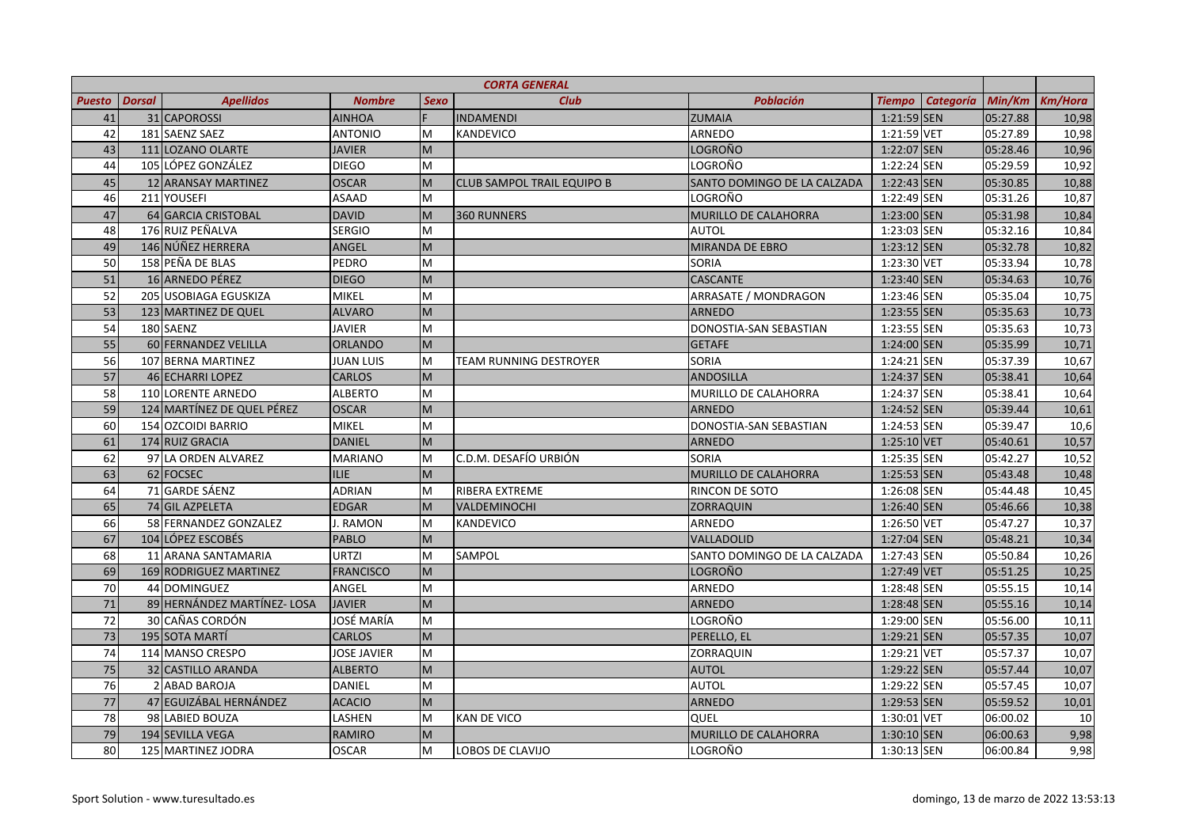| CORTA GENERAL | | | | | | | | | | | |
|---|---|---|---|---|---|---|---|---|---|---|---|
| **Puesto** | **Dorsal** | **Apellidos** | **Nombre** | **Sexo** | **Club** | **Población** | **Tiempo** | **Categoría** | **Min/Km** | **Km/Hora** |
| 41 | 31 | CAPOROSSI | AINHOA | F | INDAMENDI | ZUMAIA | 1:21:59 | SEN | 05:27.88 | 10,98 |
| 42 | 181 | SAENZ SAEZ | ANTONIO | M | KANDEVICO | ARNEDO | 1:21:59 | VET | 05:27.89 | 10,98 |
| 43 | 111 | LOZANO OLARTE | JAVIER | M | | LOGROÑO | 1:22:07 | SEN | 05:28.46 | 10,96 |
| 44 | 105 | LÓPEZ GONZÁLEZ | DIEGO | M | | LOGROÑO | 1:22:24 | SEN | 05:29.59 | 10,92 |
| 45 | 12 | ARANSAY MARTINEZ | OSCAR | M | CLUB SAMPOL TRAIL EQUIPO B | SANTO DOMINGO DE LA CALZADA | 1:22:43 | SEN | 05:30.85 | 10,88 |
| 46 | 211 | YOUSEFI | ASAAD | M | | LOGROÑO | 1:22:49 | SEN | 05:31.26 | 10,87 |
| 47 | 64 | GARCIA CRISTOBAL | DAVID | M | 360 RUNNERS | MURILLO DE CALAHORRA | 1:23:00 | SEN | 05:31.98 | 10,84 |
| 48 | 176 | RUIZ PEÑALVA | SERGIO | M | | AUTOL | 1:23:03 | SEN | 05:32.16 | 10,84 |
| 49 | 146 | NÚÑEZ HERRERA | ANGEL | M | | MIRANDA DE EBRO | 1:23:12 | SEN | 05:32.78 | 10,82 |
| 50 | 158 | PEÑA DE BLAS | PEDRO | M | | SORIA | 1:23:30 | VET | 05:33.94 | 10,78 |
| 51 | 16 | ARNEDO PÉREZ | DIEGO | M | | CASCANTE | 1:23:40 | SEN | 05:34.63 | 10,76 |
| 52 | 205 | USOBIAGA EGUSKIZA | MIKEL | M | | ARRASATE / MONDRAGON | 1:23:46 | SEN | 05:35.04 | 10,75 |
| 53 | 123 | MARTINEZ DE QUEL | ALVARO | M | | ARNEDO | 1:23:55 | SEN | 05:35.63 | 10,73 |
| 54 | 180 | SAENZ | JAVIER | M | | DONOSTIA-SAN SEBASTIAN | 1:23:55 | SEN | 05:35.63 | 10,73 |
| 55 | 60 | FERNANDEZ VELILLA | ORLANDO | M | | GETAFE | 1:24:00 | SEN | 05:35.99 | 10,71 |
| 56 | 107 | BERNA MARTINEZ | JUAN LUIS | M | TEAM RUNNING DESTROYER | SORIA | 1:24:21 | SEN | 05:37.39 | 10,67 |
| 57 | 46 | ECHARRI LOPEZ | CARLOS | M | | ANDOSILLA | 1:24:37 | SEN | 05:38.41 | 10,64 |
| 58 | 110 | LORENTE ARNEDO | ALBERTO | M | | MURILLO DE CALAHORRA | 1:24:37 | SEN | 05:38.41 | 10,64 |
| 59 | 124 | MARTÍNEZ DE QUEL PÉREZ | OSCAR | M | | ARNEDO | 1:24:52 | SEN | 05:39.44 | 10,61 |
| 60 | 154 | OZCOIDI BARRIO | MIKEL | M | | DONOSTIA-SAN SEBASTIAN | 1:24:53 | SEN | 05:39.47 | 10,6 |
| 61 | 174 | RUIZ GRACIA | DANIEL | M | | ARNEDO | 1:25:10 | VET | 05:40.61 | 10,57 |
| 62 | 97 | LA ORDEN ALVAREZ | MARIANO | M | C.D.M. DESAFÍO URBIÓN | SORIA | 1:25:35 | SEN | 05:42.27 | 10,52 |
| 63 | 62 | FOCSEC | ILIE | M | | MURILLO DE CALAHORRA | 1:25:53 | SEN | 05:43.48 | 10,48 |
| 64 | 71 | GARDE SÁENZ | ADRIAN | M | RIBERA EXTREME | RINCON DE SOTO | 1:26:08 | SEN | 05:44.48 | 10,45 |
| 65 | 74 | GIL AZPELETA | EDGAR | M | VALDEMINOCHI | ZORRAQUIN | 1:26:40 | SEN | 05:46.66 | 10,38 |
| 66 | 58 | FERNANDEZ GONZALEZ | J. RAMON | M | KANDEVICO | ARNEDO | 1:26:50 | VET | 05:47.27 | 10,37 |
| 67 | 104 | LÓPEZ ESCOBÉS | PABLO | M | | VALLADOLID | 1:27:04 | SEN | 05:48.21 | 10,34 |
| 68 | 11 | ARANA SANTAMARIA | URTZI | M | SAMPOL | SANTO DOMINGO DE LA CALZADA | 1:27:43 | SEN | 05:50.84 | 10,26 |
| 69 | 169 | RODRIGUEZ MARTINEZ | FRANCISCO | M | | LOGROÑO | 1:27:49 | VET | 05:51.25 | 10,25 |
| 70 | 44 | DOMINGUEZ | ANGEL | M | | ARNEDO | 1:28:48 | SEN | 05:55.15 | 10,14 |
| 71 | 89 | HERNÁNDEZ MARTÍNEZ- LOSA | JAVIER | M | | ARNEDO | 1:28:48 | SEN | 05:55.16 | 10,14 |
| 72 | 30 | CAÑAS CORDÓN | JOSÉ MARÍA | M | | LOGROÑO | 1:29:00 | SEN | 05:56.00 | 10,11 |
| 73 | 195 | SOTA MARTÍ | CARLOS | M | | PERELLO, EL | 1:29:21 | SEN | 05:57.35 | 10,07 |
| 74 | 114 | MANSO CRESPO | JOSE JAVIER | M | | ZORRAQUIN | 1:29:21 | VET | 05:57.37 | 10,07 |
| 75 | 32 | CASTILLO ARANDA | ALBERTO | M | | AUTOL | 1:29:22 | SEN | 05:57.44 | 10,07 |
| 76 | 2 | ABAD BAROJA | DANIEL | M | | AUTOL | 1:29:22 | SEN | 05:57.45 | 10,07 |
| 77 | 47 | EGUIZÁBAL HERNÁNDEZ | ACACIO | M | | ARNEDO | 1:29:53 | SEN | 05:59.52 | 10,01 |
| 78 | 98 | LABIED BOUZA | LASHEN | M | KAN DE VICO | QUEL | 1:30:01 | VET | 06:00.02 | 10 |
| 79 | 194 | SEVILLA VEGA | RAMIRO | M | | MURILLO DE CALAHORRA | 1:30:10 | SEN | 06:00.63 | 9,98 |
| 80 | 125 | MARTINEZ JODRA | OSCAR | M | LOBOS DE CLAVIJO | LOGROÑO | 1:30:13 | SEN | 06:00.84 | 9,98 |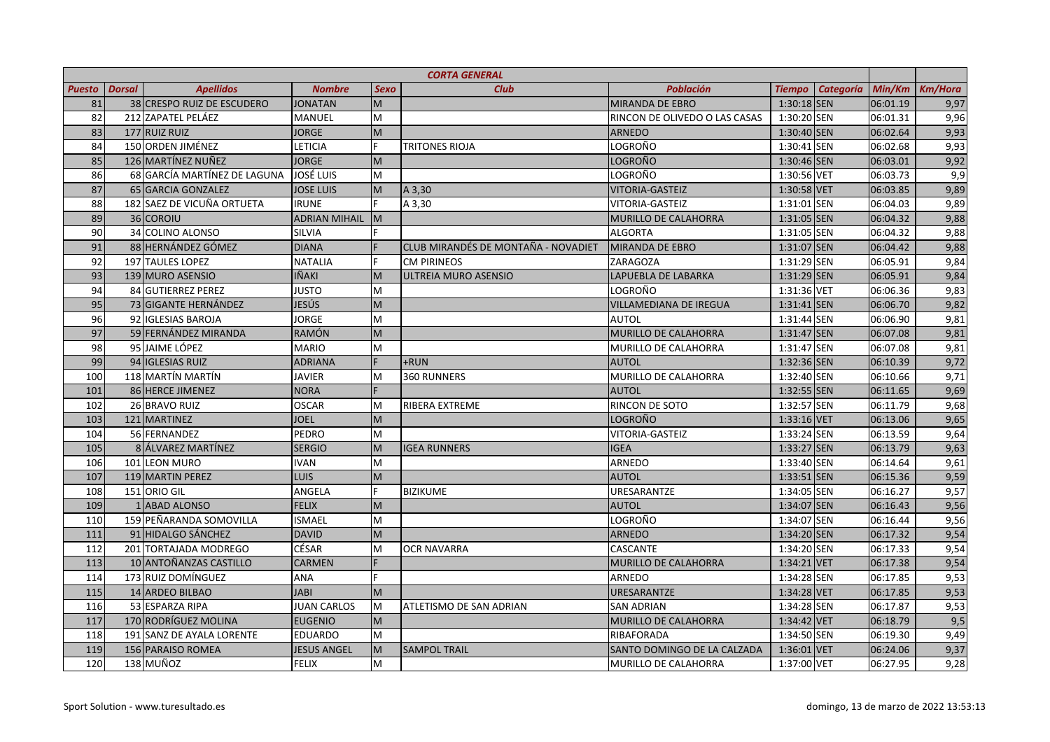| CORTA GENERAL | | | | | | | | | | |
|---|---|---|---|---|---|---|---|---|---|---|
| **Puesto** | **Dorsal** | **Apellidos** | **Nombre** | **Sexo** | **Club** | **Población** | **Tiempo** | **Categoría** | **Min/Km** | **Km/Hora** |
| 81 | 38 | CRESPO RUIZ DE ESCUDERO | JONATAN | M | | MIRANDA DE EBRO | 1:30:18 | SEN | 06:01.19 | 9,97 |
| 82 | 212 | ZAPATEL PELÁEZ | MANUEL | M | | RINCON DE OLIVEDO O LAS CASAS | 1:30:20 | SEN | 06:01.31 | 9,96 |
| 83 | 177 | RUIZ RUIZ | JORGE | M | | ARNEDO | 1:30:40 | SEN | 06:02.64 | 9,93 |
| 84 | 150 | ORDEN JIMÉNEZ | LETICIA | F | TRITONES RIOJA | LOGROÑO | 1:30:41 | SEN | 06:02.68 | 9,93 |
| 85 | 126 | MARTÍNEZ NUÑEZ | JORGE | M | | LOGROÑO | 1:30:46 | SEN | 06:03.01 | 9,92 |
| 86 | 68 | GARCÍA MARTÍNEZ DE LAGUNA | JOSÉ LUIS | M | | LOGROÑO | 1:30:56 | VET | 06:03.73 | 9,9 |
| 87 | 65 | GARCIA GONZALEZ | JOSE LUIS | M | A 3,30 | VITORIA-GASTEIZ | 1:30:58 | VET | 06:03.85 | 9,89 |
| 88 | 182 | SAEZ DE VICUÑA ORTUETA | IRUNE | F | A 3,30 | VITORIA-GASTEIZ | 1:31:01 | SEN | 06:04.03 | 9,89 |
| 89 | 36 | COROIU | ADRIAN MIHAIL | M | | MURILLO DE CALAHORRA | 1:31:05 | SEN | 06:04.32 | 9,88 |
| 90 | 34 | COLINO ALONSO | SILVIA | F | | ALGORTA | 1:31:05 | SEN | 06:04.32 | 9,88 |
| 91 | 88 | HERNÁNDEZ GÓMEZ | DIANA | F | CLUB MIRANDÉS DE MONTAÑA - NOVADIET | MIRANDA DE EBRO | 1:31:07 | SEN | 06:04.42 | 9,88 |
| 92 | 197 | TAULES LOPEZ | NATALIA | F | CM PIRINEOS | ZARAGOZA | 1:31:29 | SEN | 06:05.91 | 9,84 |
| 93 | 139 | MURO ASENSIO | IÑAKI | M | ULTREIA MURO ASENSIO | LAPUEBLA DE LABARKA | 1:31:29 | SEN | 06:05.91 | 9,84 |
| 94 | 84 | GUTIERREZ PEREZ | JUSTO | M | | LOGROÑO | 1:31:36 | VET | 06:06.36 | 9,83 |
| 95 | 73 | GIGANTE HERNÁNDEZ | JESÚS | M | | VILLAMEDIANA DE IREGUA | 1:31:41 | SEN | 06:06.70 | 9,82 |
| 96 | 92 | IGLESIAS BAROJA | JORGE | M | | AUTOL | 1:31:44 | SEN | 06:06.90 | 9,81 |
| 97 | 59 | FERNÁNDEZ MIRANDA | RAMÓN | M | | MURILLO DE CALAHORRA | 1:31:47 | SEN | 06:07.08 | 9,81 |
| 98 | 95 | JAIME LÓPEZ | MARIO | M | | MURILLO DE CALAHORRA | 1:31:47 | SEN | 06:07.08 | 9,81 |
| 99 | 94 | IGLESIAS RUIZ | ADRIANA | F | +RUN | AUTOL | 1:32:36 | SEN | 06:10.39 | 9,72 |
| 100 | 118 | MARTÍN MARTÍN | JAVIER | M | 360 RUNNERS | MURILLO DE CALAHORRA | 1:32:40 | SEN | 06:10.66 | 9,71 |
| 101 | 86 | HERCE JIMENEZ | NORA | F | | AUTOL | 1:32:55 | SEN | 06:11.65 | 9,69 |
| 102 | 26 | BRAVO RUIZ | OSCAR | M | RIBERA EXTREME | RINCON DE SOTO | 1:32:57 | SEN | 06:11.79 | 9,68 |
| 103 | 121 | MARTINEZ | JOEL | M | | LOGROÑO | 1:33:16 | VET | 06:13.06 | 9,65 |
| 104 | 56 | FERNANDEZ | PEDRO | M | | VITORIA-GASTEIZ | 1:33:24 | SEN | 06:13.59 | 9,64 |
| 105 | 8 | ÁLVAREZ MARTÍNEZ | SERGIO | M | IGEA RUNNERS | IGEA | 1:33:27 | SEN | 06:13.79 | 9,63 |
| 106 | 101 | LEON MURO | IVAN | M | | ARNEDO | 1:33:40 | SEN | 06:14.64 | 9,61 |
| 107 | 119 | MARTIN PEREZ | LUIS | M | | AUTOL | 1:33:51 | SEN | 06:15.36 | 9,59 |
| 108 | 151 | ORIO GIL | ANGELA | F | BIZIKUME | URESARANTZE | 1:34:05 | SEN | 06:16.27 | 9,57 |
| 109 | 1 | ABAD ALONSO | FELIX | M | | AUTOL | 1:34:07 | SEN | 06:16.43 | 9,56 |
| 110 | 159 | PEÑARANDA SOMOVILLA | ISMAEL | M | | LOGROÑO | 1:34:07 | SEN | 06:16.44 | 9,56 |
| 111 | 91 | HIDALGO SÁNCHEZ | DAVID | M | | ARNEDO | 1:34:20 | SEN | 06:17.32 | 9,54 |
| 112 | 201 | TORTAJADA MODREGO | CÉSAR | M | OCR NAVARRA | CASCANTE | 1:34:20 | SEN | 06:17.33 | 9,54 |
| 113 | 10 | ANTOÑANZAS CASTILLO | CARMEN | F | | MURILLO DE CALAHORRA | 1:34:21 | VET | 06:17.38 | 9,54 |
| 114 | 173 | RUIZ DOMÍNGUEZ | ANA | F | | ARNEDO | 1:34:28 | SEN | 06:17.85 | 9,53 |
| 115 | 14 | ARDEO BILBAO | JABI | M | | URESARANTZE | 1:34:28 | VET | 06:17.85 | 9,53 |
| 116 | 53 | ESPARZA RIPA | JUAN CARLOS | M | ATLETISMO DE SAN ADRIAN | SAN ADRIAN | 1:34:28 | SEN | 06:17.87 | 9,53 |
| 117 | 170 | RODRÍGUEZ MOLINA | EUGENIO | M | | MURILLO DE CALAHORRA | 1:34:42 | VET | 06:18.79 | 9,5 |
| 118 | 191 | SANZ DE AYALA LORENTE | EDUARDO | M | | RIBAFORADA | 1:34:50 | SEN | 06:19.30 | 9,49 |
| 119 | 156 | PARAISO ROMEA | JESUS ANGEL | M | SAMPOL TRAIL | SANTO DOMINGO DE LA CALZADA | 1:36:01 | VET | 06:24.06 | 9,37 |
| 120 | 138 | MUÑOZ | FELIX | M | | MURILLO DE CALAHORRA | 1:37:00 | VET | 06:27.95 | 9,28 |

Sport Solution - www.turesultado.es

domingo, 13 de marzo de 2022 13:53:13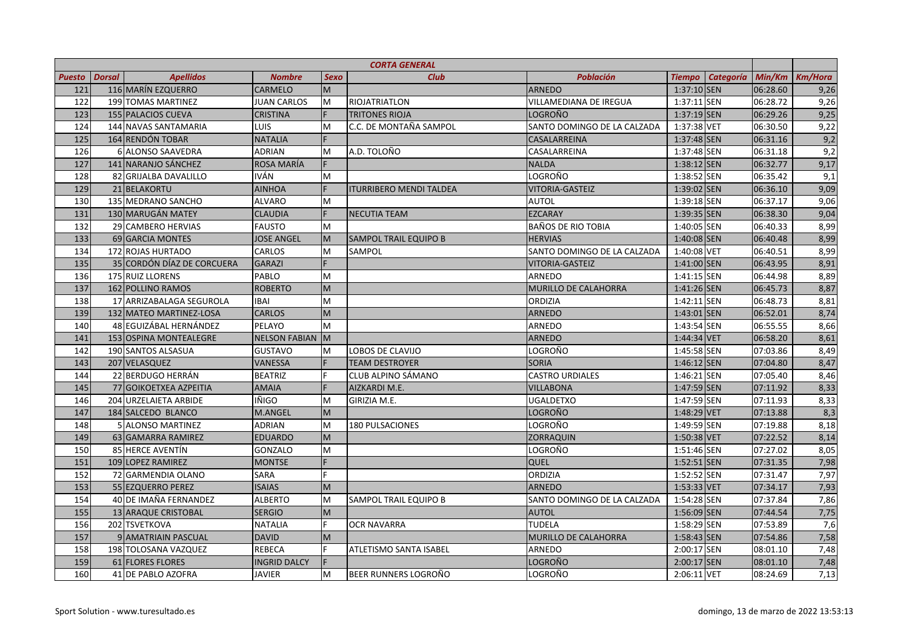| CORTA GENERAL | | | | | | | | | | | |
|---|---|---|---|---|---|---|---|---|---|---|---|
| **Puesto** | **Dorsal** | **Apellidos** | **Nombre** | **Sexo** | **Club** | **Población** | **Tiempo** | **Categoría** | **Min/Km** | **Km/Hora** |
| 121 | 116 | MARÍN EZQUERRO | CARMELO | M | | ARNEDO | 1:37:10 | SEN | 06:28.60 | 9,26 |
| 122 | 199 | TOMAS MARTINEZ | JUAN CARLOS | M | RIOJATRIATLON | VILLAMEDIANA DE IREGUA | 1:37:11 | SEN | 06:28.72 | 9,26 |
| 123 | 155 | PALACIOS CUEVA | CRISTINA | F | TRITONES RIOJA | LOGROÑO | 1:37:19 | SEN | 06:29.26 | 9,25 |
| 124 | 144 | NAVAS SANTAMARIA | LUIS | M | C.C. DE MONTAÑA SAMPOL | SANTO DOMINGO DE LA CALZADA | 1:37:38 | VET | 06:30.50 | 9,22 |
| 125 | 164 | RENDÓN TOBAR | NATALIA | F | | CASALARREINA | 1:37:48 | SEN | 06:31.16 | 9,2 |
| 126 | 6 | ALONSO SAAVEDRA | ADRIAN | M | A.D. TOLOÑO | CASALARREINA | 1:37:48 | SEN | 06:31.18 | 9,2 |
| 127 | 141 | NARANJO SÁNCHEZ | ROSA MARÍA | F | | NALDA | 1:38:12 | SEN | 06:32.77 | 9,17 |
| 128 | 82 | GRIJALBA DAVALILLO | IVÁN | M | | LOGROÑO | 1:38:52 | SEN | 06:35.42 | 9,1 |
| 129 | 21 | BELAKORTU | AINHOA | F | ITURRIBERO MENDI TALDEA | VITORIA-GASTEIZ | 1:39:02 | SEN | 06:36.10 | 9,09 |
| 130 | 135 | MEDRANO SANCHO | ALVARO | M | | AUTOL | 1:39:18 | SEN | 06:37.17 | 9,06 |
| 131 | 130 | MARUGÁN MATEY | CLAUDIA | F | NECUTIA TEAM | EZCARAY | 1:39:35 | SEN | 06:38.30 | 9,04 |
| 132 | 29 | CAMBERO HERVIAS | FAUSTO | M | | BAÑOS DE RIO TOBIA | 1:40:05 | SEN | 06:40.33 | 8,99 |
| 133 | 69 | GARCIA MONTES | JOSE ANGEL | M | SAMPOL TRAIL EQUIPO B | HERVIAS | 1:40:08 | SEN | 06:40.48 | 8,99 |
| 134 | 172 | ROJAS HURTADO | CARLOS | M | SAMPOL | SANTO DOMINGO DE LA CALZADA | 1:40:08 | VET | 06:40.51 | 8,99 |
| 135 | 35 | CORDÓN DÍAZ DE CORCUERA | GARAZI | F | | VITORIA-GASTEIZ | 1:41:00 | SEN | 06:43.95 | 8,91 |
| 136 | 175 | RUIZ LLORENS | PABLO | M | | ARNEDO | 1:41:15 | SEN | 06:44.98 | 8,89 |
| 137 | 162 | POLLINO RAMOS | ROBERTO | M | | MURILLO DE CALAHORRA | 1:41:26 | SEN | 06:45.73 | 8,87 |
| 138 | 17 | ARRIZABALAGA SEGUROLA | IBAI | M | | ORDIZIA | 1:42:11 | SEN | 06:48.73 | 8,81 |
| 139 | 132 | MATEO MARTINEZ-LOSA | CARLOS | M | | ARNEDO | 1:43:01 | SEN | 06:52.01 | 8,74 |
| 140 | 48 | EGUIZÁBAL HERNÁNDEZ | PELAYO | M | | ARNEDO | 1:43:54 | SEN | 06:55.55 | 8,66 |
| 141 | 153 | OSPINA MONTEALEGRE | NELSON FABIAN | M | | ARNEDO | 1:44:34 | VET | 06:58.20 | 8,61 |
| 142 | 190 | SANTOS ALSASUA | GUSTAVO | M | LOBOS DE CLAVIJO | LOGROÑO | 1:45:58 | SEN | 07:03.86 | 8,49 |
| 143 | 207 | VELASQUEZ | VANESSA | F | TEAM DESTROYER | SORIA | 1:46:12 | SEN | 07:04.80 | 8,47 |
| 144 | 22 | BERDUGO HERRÁN | BEATRIZ | F | CLUB ALPINO SÁMANO | CASTRO URDIALES | 1:46:21 | SEN | 07:05.40 | 8,46 |
| 145 | 77 | GOIKOETXEA AZPEITIA | AMAIA | F | AIZKARDI M.E. | VILLABONA | 1:47:59 | SEN | 07:11.92 | 8,33 |
| 146 | 204 | URZELAIETA ARBIDE | IÑIGO | M | GIRIZIA M.E. | UGALDETXO | 1:47:59 | SEN | 07:11.93 | 8,33 |
| 147 | 184 | SALCEDO BLANCO | M.ANGEL | M | | LOGROÑO | 1:48:29 | VET | 07:13.88 | 8,3 |
| 148 | 5 | ALONSO MARTINEZ | ADRIAN | M | 180 PULSACIONES | LOGROÑO | 1:49:59 | SEN | 07:19.88 | 8,18 |
| 149 | 63 | GAMARRA RAMIREZ | EDUARDO | M | | ZORRAQUIN | 1:50:38 | VET | 07:22.52 | 8,14 |
| 150 | 85 | HERCE AVENTÍN | GONZALO | M | | LOGROÑO | 1:51:46 | SEN | 07:27.02 | 8,05 |
| 151 | 109 | LOPEZ RAMIREZ | MONTSE | F | | QUEL | 1:52:51 | SEN | 07:31.35 | 7,98 |
| 152 | 72 | GARMENDIA OLANO | SARA | F | | ORDIZIA | 1:52:52 | SEN | 07:31.47 | 7,97 |
| 153 | 55 | EZQUERRO PEREZ | ISAIAS | M | | ARNEDO | 1:53:33 | VET | 07:34.17 | 7,93 |
| 154 | 40 | DE IMAÑA FERNANDEZ | ALBERTO | M | SAMPOL TRAIL EQUIPO B | SANTO DOMINGO DE LA CALZADA | 1:54:28 | SEN | 07:37.84 | 7,86 |
| 155 | 13 | ARAQUE CRISTOBAL | SERGIO | M | | AUTOL | 1:56:09 | SEN | 07:44.54 | 7,75 |
| 156 | 202 | TSVETKOVA | NATALIA | F | OCR NAVARRA | TUDELA | 1:58:29 | SEN | 07:53.89 | 7,6 |
| 157 | 9 | AMATRIAIN PASCUAL | DAVID | M | | MURILLO DE CALAHORRA | 1:58:43 | SEN | 07:54.86 | 7,58 |
| 158 | 198 | TOLOSANA VAZQUEZ | REBECA | F | ATLETISMO SANTA ISABEL | ARNEDO | 2:00:17 | SEN | 08:01.10 | 7,48 |
| 159 | 61 | FLORES FLORES | INGRID DALCY | F | | LOGROÑO | 2:00:17 | SEN | 08:01.10 | 7,48 |
| 160 | 41 | DE PABLO AZOFRA | JAVIER | M | BEER RUNNERS LOGROÑO | LOGROÑO | 2:06:11 | VET | 08:24.69 | 7,13 |

Sport Solution - www.turesultado.es

domingo, 13 de marzo de 2022 13:53:13